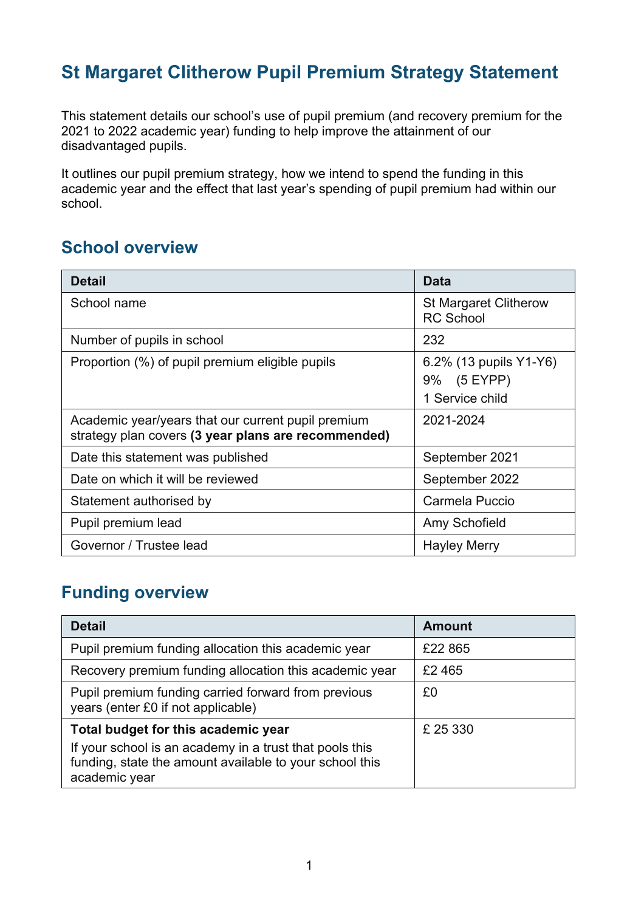# St Margaret Clitherow Pupil Premium Strategy Statement

This statement details our school's use of pupil premium (and recovery premium for the 2021 to 2022 academic year) funding to help improve the attainment of our disadvantaged pupils.

It outlines our pupil premium strategy, how we intend to spend the funding in this academic year and the effect that last year's spending of pupil premium had within our school.

## School overview

| Detail | Data |
| --- | --- |
| School name | St Margaret Clitherow RC School |
| Number of pupils in school | 232 |
| Proportion (%) of pupil premium eligible pupils | 6.2% (13 pupils Y1-Y6)<br>9% (5 EYPP)<br>1 Service child |
| Academic year/years that our current pupil premium strategy plan covers **(3 year plans are recommended)** | 2021-2024 |
| Date this statement was published | September 2021 |
| Date on which it will be reviewed | September 2022 |
| Statement authorised by | Carmela Puccio |
| Pupil premium lead | Amy Schofield |
| Governor / Trustee lead | Hayley Merry |

## Funding overview

| Detail | Amount |
| --- | --- |
| Pupil premium funding allocation this academic year | £22 865 |
| Recovery premium funding allocation this academic year | £2 465 |
| Pupil premium funding carried forward from previous years (enter £0 if not applicable) | £0 |
| **Total budget for this academic year**<br>If your school is an academy in a trust that pools this funding, state the amount available to your school this academic year | £ 25 330 |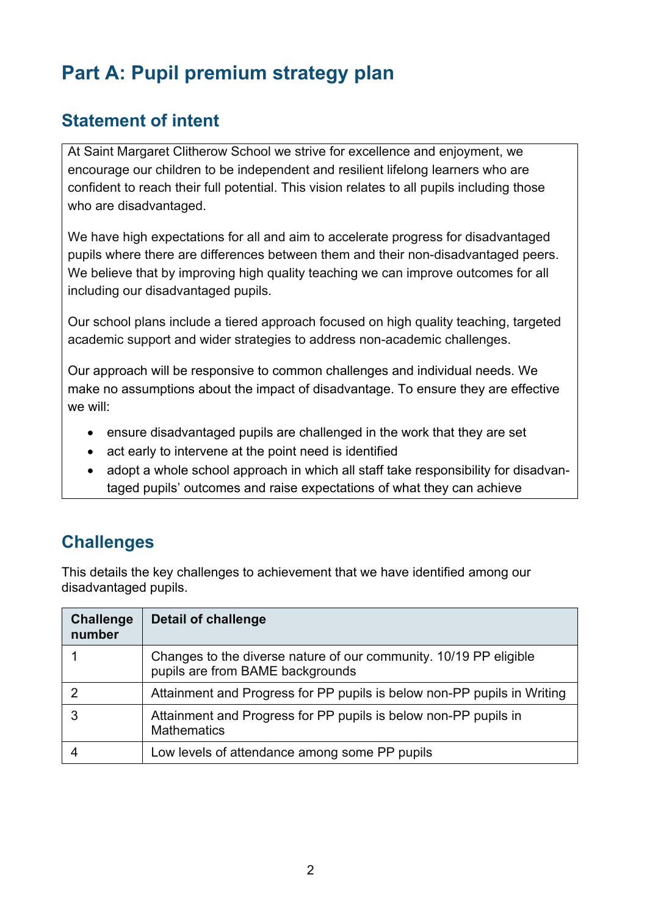# Part A: Pupil premium strategy plan

## Statement of intent

At Saint Margaret Clitherow School we strive for excellence and enjoyment, we encourage our children to be independent and resilient lifelong learners who are confident to reach their full potential. This vision relates to all pupils including those who are disadvantaged.

We have high expectations for all and aim to accelerate progress for disadvantaged pupils where there are differences between them and their non-disadvantaged peers. We believe that by improving high quality teaching we can improve outcomes for all including our disadvantaged pupils.

Our school plans include a tiered approach focused on high quality teaching, targeted academic support and wider strategies to address non-academic challenges.

Our approach will be responsive to common challenges and individual needs. We make no assumptions about the impact of disadvantage. To ensure they are effective we will:

- ensure disadvantaged pupils are challenged in the work that they are set
- act early to intervene at the point need is identified
- adopt a whole school approach in which all staff take responsibility for disadvantaged pupils' outcomes and raise expectations of what they can achieve

## Challenges

This details the key challenges to achievement that we have identified among our disadvantaged pupils.

| Challenge number | Detail of challenge |
|---|---|
| 1 | Changes to the diverse nature of our community. 10/19 PP eligible pupils are from BAME backgrounds |
| 2 | Attainment and Progress for PP pupils is below non-PP pupils in Writing |
| 3 | Attainment and Progress for PP pupils is below non-PP pupils in Mathematics |
| 4 | Low levels of attendance among some PP pupils |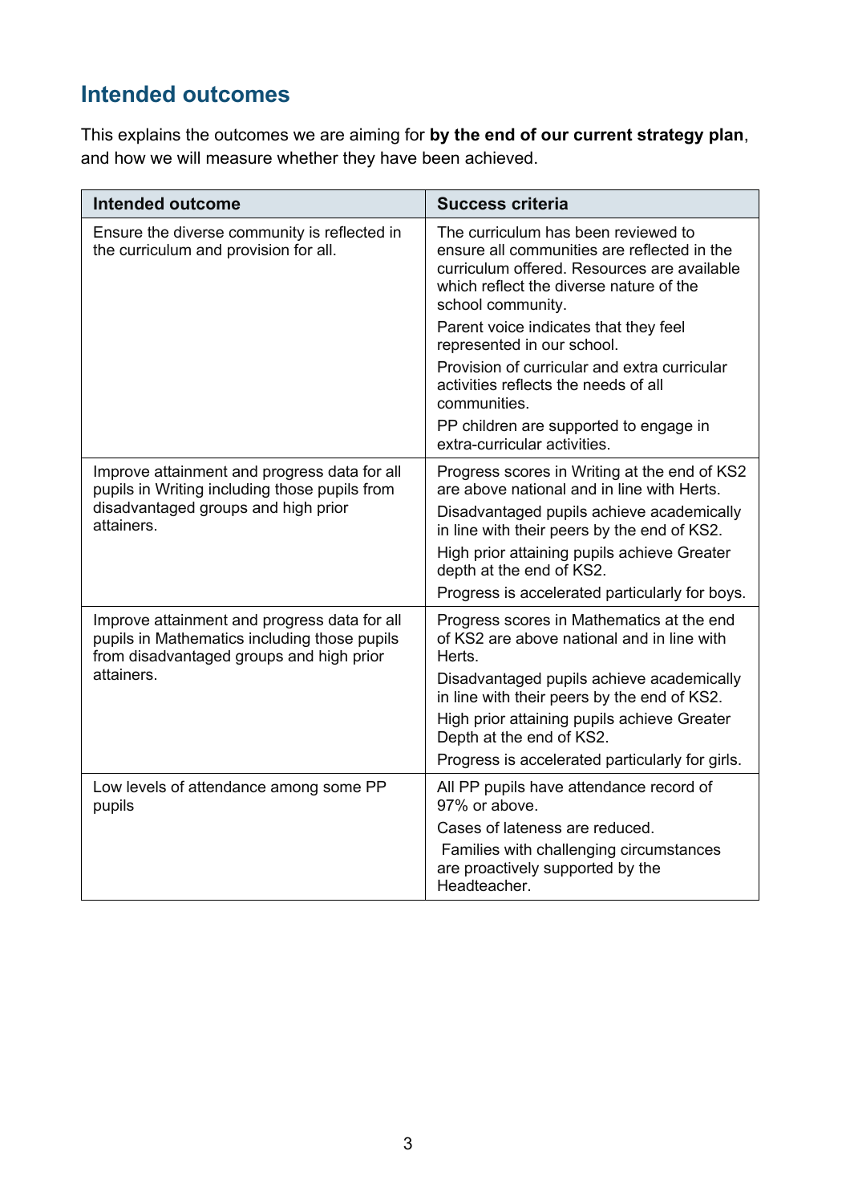## Intended outcomes

This explains the outcomes we are aiming for **by the end of our current strategy plan**, and how we will measure whether they have been achieved.

| Intended outcome | Success criteria |
|---|---|
| Ensure the diverse community is reflected in the curriculum and provision for all. | The curriculum has been reviewed to ensure all communities are reflected in the curriculum offered. Resources are available which reflect the diverse nature of the school community.<br>Parent voice indicates that they feel represented in our school.<br>Provision of curricular and extra curricular activities reflects the needs of all communities.<br>PP children are supported to engage in extra-curricular activities. |
| Improve attainment and progress data for all pupils in Writing including those pupils from disadvantaged groups and high prior attainers. | Progress scores in Writing at the end of KS2 are above national and in line with Herts.<br>Disadvantaged pupils achieve academically in line with their peers by the end of KS2.<br>High prior attaining pupils achieve Greater depth at the end of KS2.<br>Progress is accelerated particularly for boys. |
| Improve attainment and progress data for all pupils in Mathematics including those pupils from disadvantaged groups and high prior attainers. | Progress scores in Mathematics at the end of KS2 are above national and in line with Herts.<br>Disadvantaged pupils achieve academically in line with their peers by the end of KS2.<br>High prior attaining pupils achieve Greater Depth at the end of KS2.<br>Progress is accelerated particularly for girls. |
| Low levels of attendance among some PP pupils | All PP pupils have attendance record of 97% or above.<br>Cases of lateness are reduced.<br>Families with challenging circumstances are proactively supported by the Headteacher. |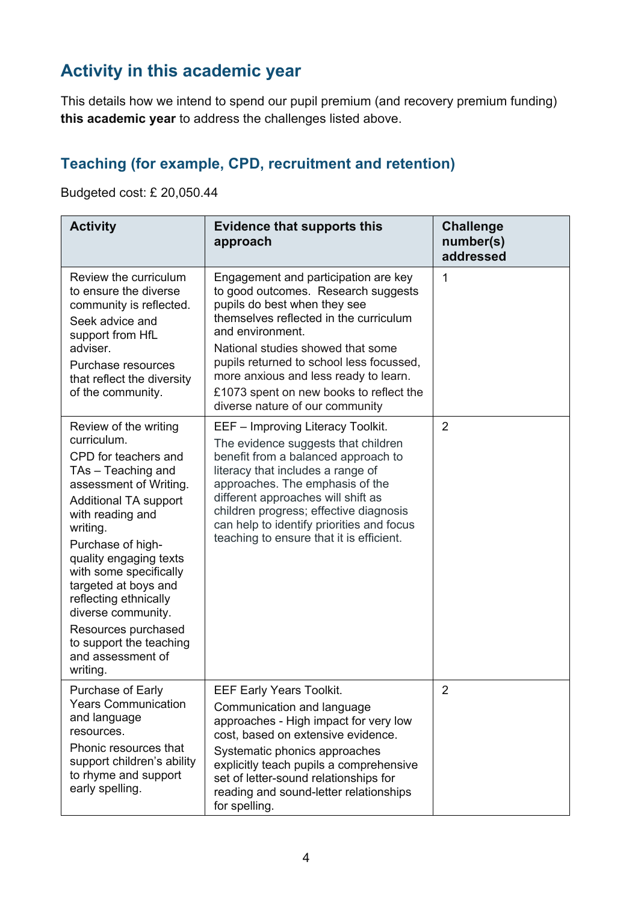## Activity in this academic year

This details how we intend to spend our pupil premium (and recovery premium funding) **this academic year** to address the challenges listed above.

### Teaching (for example, CPD, recruitment and retention)

Budgeted cost: £ 20,050.44

| Activity | Evidence that supports this approach | Challenge number(s) addressed |
|---|---|---|
| Review the curriculum to ensure the diverse community is reflected.<br>Seek advice and support from HfL adviser.<br>Purchase resources that reflect the diversity of the community. | Engagement and participation are key to good outcomes. Research suggests pupils do best when they see themselves reflected in the curriculum and environment.<br>National studies showed that some pupils returned to school less focussed, more anxious and less ready to learn.<br>£1073 spent on new books to reflect the diverse nature of our community | 1 |
| Review of the writing curriculum.<br>CPD for teachers and TAs – Teaching and assessment of Writing.<br>Additional TA support with reading and writing.<br>Purchase of high-quality engaging texts with some specifically targeted at boys and reflecting ethnically diverse community.<br>Resources purchased to support the teaching and assessment of writing. | EEF – Improving Literacy Toolkit.<br>The evidence suggests that children benefit from a balanced approach to literacy that includes a range of approaches. The emphasis of the different approaches will shift as children progress; effective diagnosis can help to identify priorities and focus teaching to ensure that it is efficient. | 2 |
| Purchase of Early Years Communication and language resources.<br>Phonic resources that support children's ability to rhyme and support early spelling. | EEF Early Years Toolkit.<br>Communication and language approaches - High impact for very low cost, based on extensive evidence.<br>Systematic phonics approaches explicitly teach pupils a comprehensive set of letter-sound relationships for reading and sound-letter relationships for spelling. | 2 |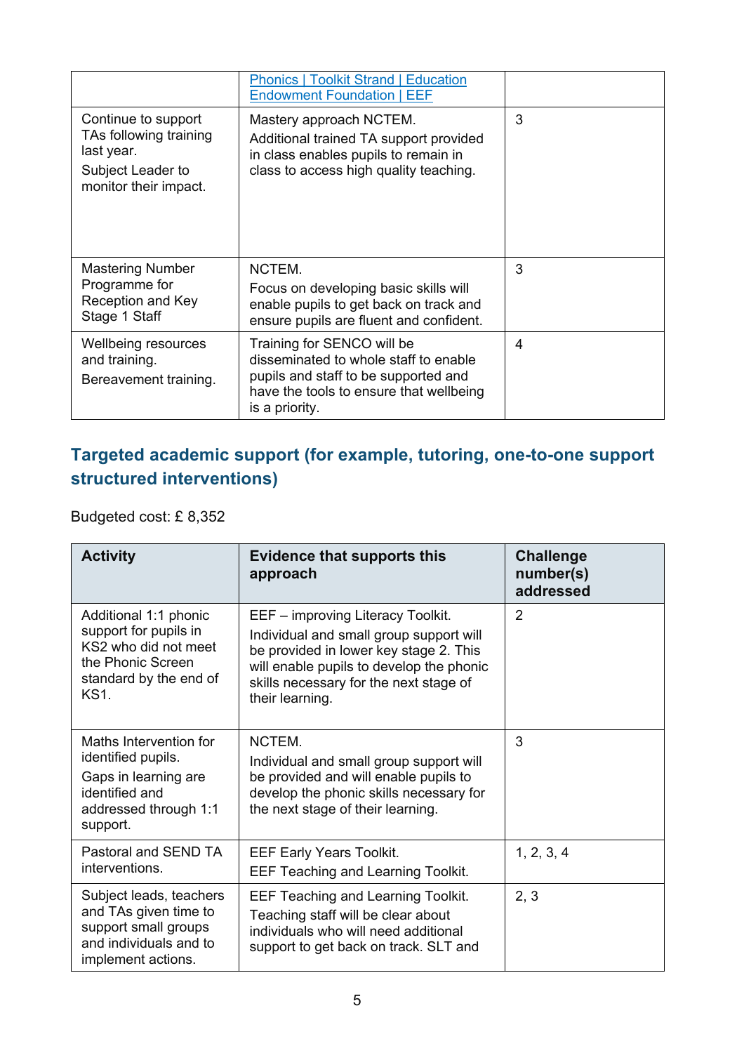| | | |
|---|---|---|
| | [Phonics \| Toolkit Strand \| Education Endowment Foundation \| EEF]() | |
| Continue to support TAs following training last year.<br>Subject Leader to monitor their impact. | Mastery approach NCTEM.<br>Additional trained TA support provided in class enables pupils to remain in class to access high quality teaching. | 3 |
| Mastering Number Programme for Reception and Key Stage 1 Staff | NCTEM.<br>Focus on developing basic skills will enable pupils to get back on track and ensure pupils are fluent and confident. | 3 |
| Wellbeing resources and training.<br>Bereavement training. | Training for SENCO will be disseminated to whole staff to enable pupils and staff to be supported and have the tools to ensure that wellbeing is a priority. | 4 |

## Targeted academic support (for example, tutoring, one-to-one support structured interventions)

Budgeted cost: £ 8,352

| Activity | Evidence that supports this approach | Challenge number(s) addressed |
|---|---|---|
| Additional 1:1 phonic support for pupils in KS2 who did not meet the Phonic Screen standard by the end of KS1. | EEF – improving Literacy Toolkit.<br>Individual and small group support will be provided in lower key stage 2. This will enable pupils to develop the phonic skills necessary for the next stage of their learning. | 2 |
| Maths Intervention for identified pupils.<br>Gaps in learning are identified and addressed through 1:1 support. | NCTEM.<br>Individual and small group support will be provided and will enable pupils to develop the phonic skills necessary for the next stage of their learning. | 3 |
| Pastoral and SEND TA interventions. | EEF Early Years Toolkit.<br>EEF Teaching and Learning Toolkit. | 1, 2, 3, 4 |
| Subject leads, teachers and TAs given time to support small groups and individuals and to implement actions. | EEF Teaching and Learning Toolkit.<br>Teaching staff will be clear about individuals who will need additional support to get back on track. SLT and | 2, 3 |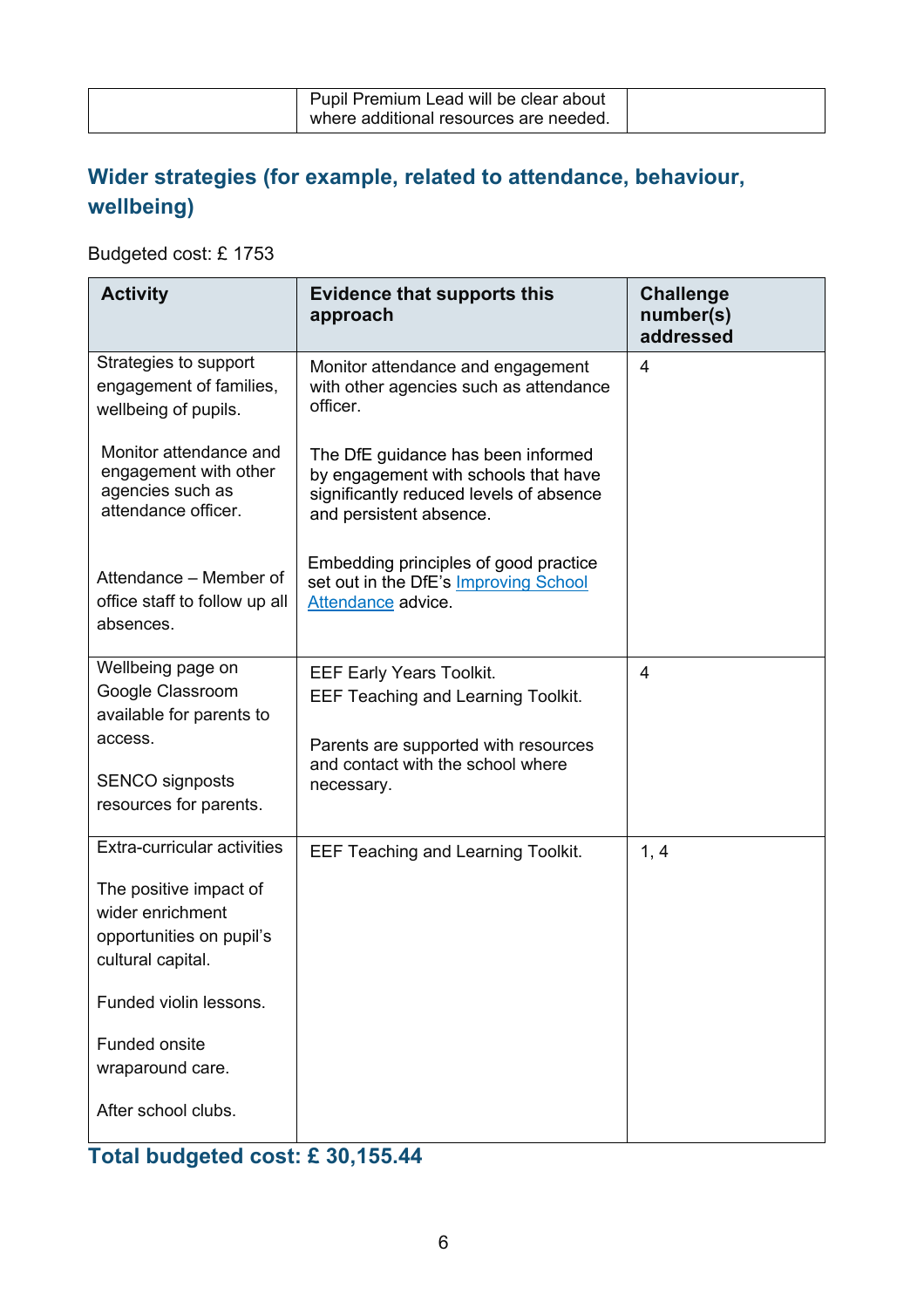| | Pupil Premium Lead will be clear about where additional resources are needed. | |
|---|---|---|

## Wider strategies (for example, related to attendance, behaviour, wellbeing)

Budgeted cost: £ 1753

| Activity | Evidence that supports this approach | Challenge number(s) addressed |
|---|---|---|
| Strategies to support engagement of families, wellbeing of pupils.<br><br>Monitor attendance and engagement with other agencies such as attendance officer.<br><br>Attendance – Member of office staff to follow up all absences. | Monitor attendance and engagement with other agencies such as attendance officer.<br><br>The DfE guidance has been informed by engagement with schools that have significantly reduced levels of absence and persistent absence.<br><br>Embedding principles of good practice set out in the DfE's [Improving School Attendance]() advice. | 4 |
| Wellbeing page on Google Classroom available for parents to access.<br><br>SENCO signposts resources for parents. | EEF Early Years Toolkit.<br>EEF Teaching and Learning Toolkit.<br><br>Parents are supported with resources and contact with the school where necessary. | 4 |
| Extra-curricular activities<br><br>The positive impact of wider enrichment opportunities on pupil's cultural capital.<br><br>Funded violin lessons.<br><br>Funded onsite wraparound care.<br><br>After school clubs. | EEF Teaching and Learning Toolkit. | 1, 4 |

## Total budgeted cost: £ 30,155.44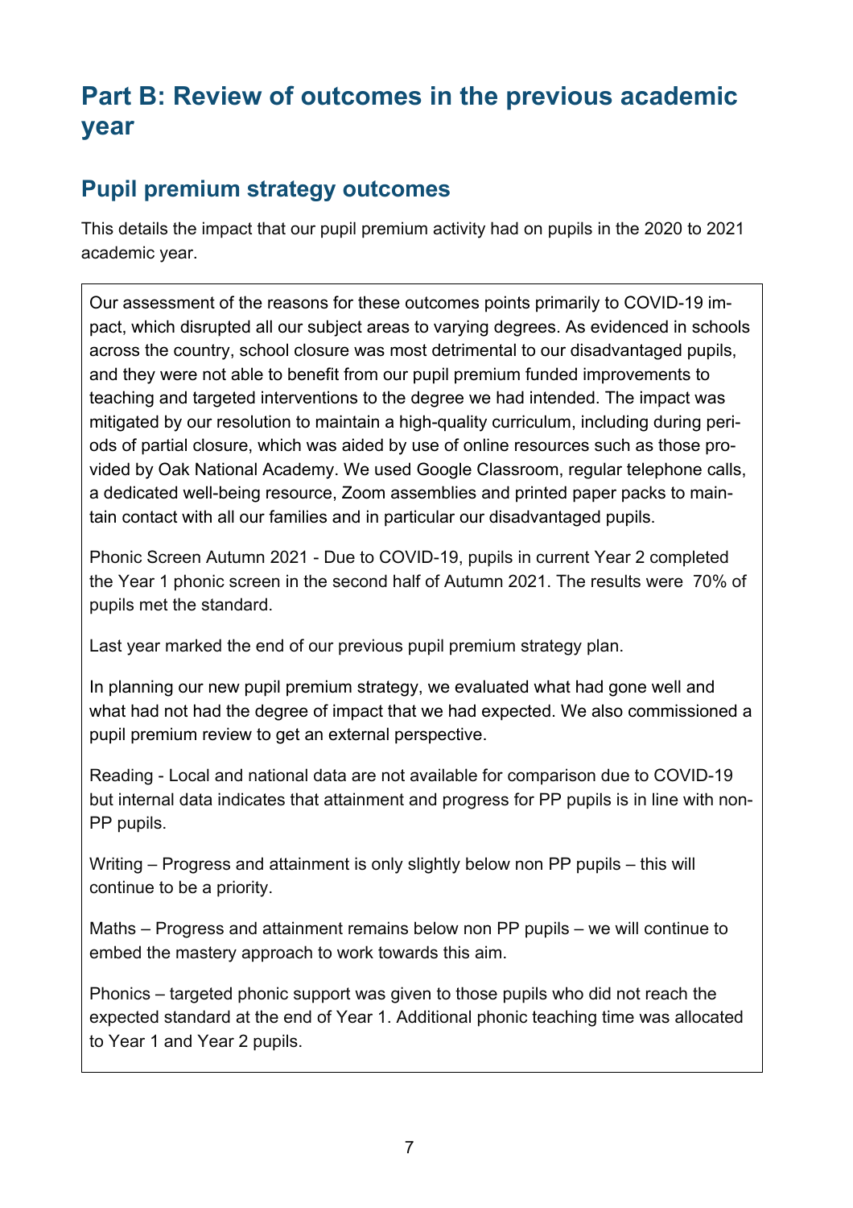# Part B: Review of outcomes in the previous academic year

## Pupil premium strategy outcomes

This details the impact that our pupil premium activity had on pupils in the 2020 to 2021 academic year.

Our assessment of the reasons for these outcomes points primarily to COVID-19 impact, which disrupted all our subject areas to varying degrees. As evidenced in schools across the country, school closure was most detrimental to our disadvantaged pupils, and they were not able to benefit from our pupil premium funded improvements to teaching and targeted interventions to the degree we had intended. The impact was mitigated by our resolution to maintain a high-quality curriculum, including during periods of partial closure, which was aided by use of online resources such as those provided by Oak National Academy. We used Google Classroom, regular telephone calls, a dedicated well-being resource, Zoom assemblies and printed paper packs to maintain contact with all our families and in particular our disadvantaged pupils.

Phonic Screen Autumn 2021 - Due to COVID-19, pupils in current Year 2 completed the Year 1 phonic screen in the second half of Autumn 2021. The results were 70% of pupils met the standard.

Last year marked the end of our previous pupil premium strategy plan.

In planning our new pupil premium strategy, we evaluated what had gone well and what had not had the degree of impact that we had expected. We also commissioned a pupil premium review to get an external perspective.

Reading - Local and national data are not available for comparison due to COVID-19 but internal data indicates that attainment and progress for PP pupils is in line with non-PP pupils.

Writing – Progress and attainment is only slightly below non PP pupils – this will continue to be a priority.

Maths – Progress and attainment remains below non PP pupils – we will continue to embed the mastery approach to work towards this aim.

Phonics – targeted phonic support was given to those pupils who did not reach the expected standard at the end of Year 1. Additional phonic teaching time was allocated to Year 1 and Year 2 pupils.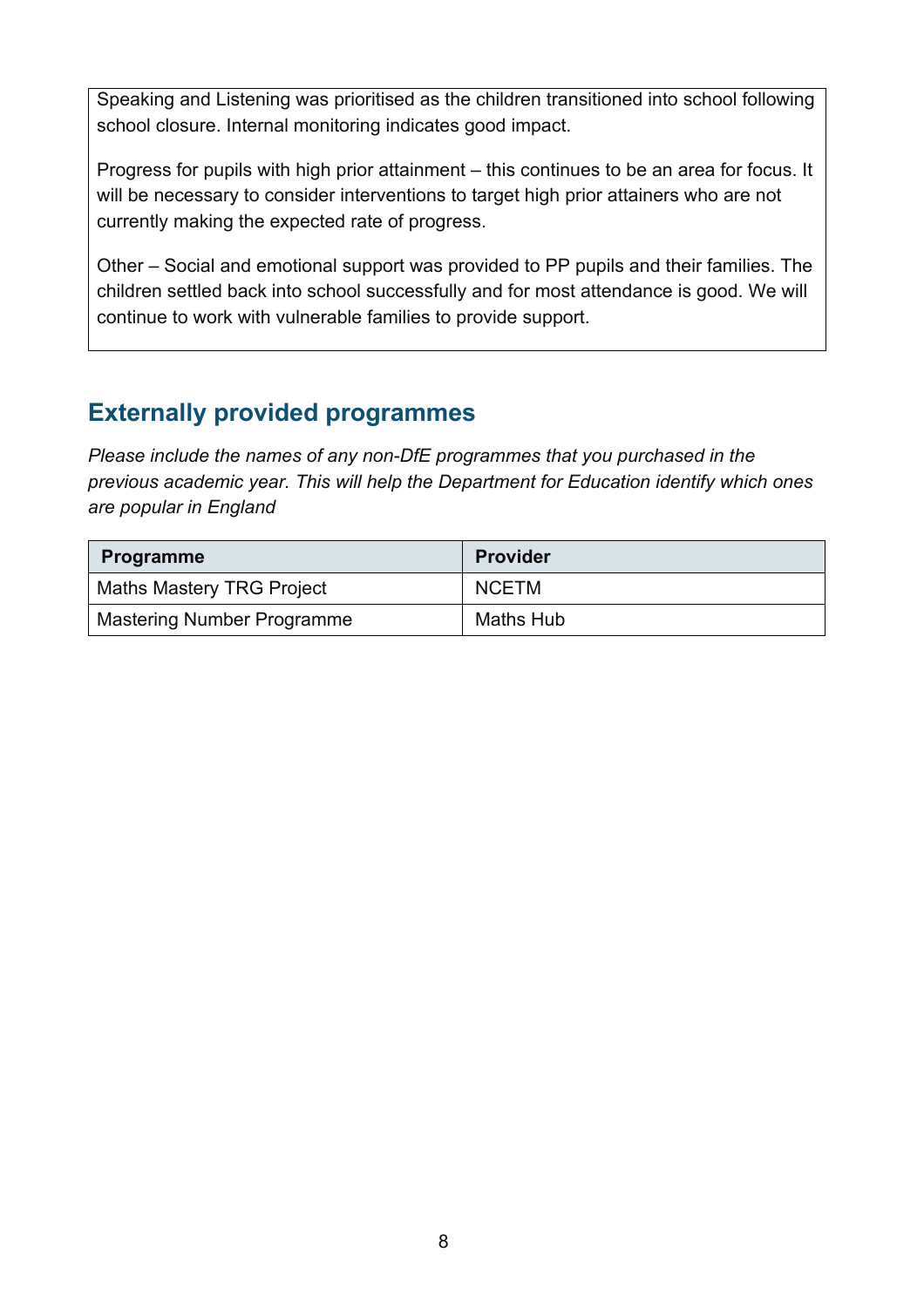Speaking and Listening was prioritised as the children transitioned into school following school closure. Internal monitoring indicates good impact.

Progress for pupils with high prior attainment – this continues to be an area for focus. It will be necessary to consider interventions to target high prior attainers who are not currently making the expected rate of progress.

Other – Social and emotional support was provided to PP pupils and their families. The children settled back into school successfully and for most attendance is good. We will continue to work with vulnerable families to provide support.

## Externally provided programmes

*Please include the names of any non-DfE programmes that you purchased in the previous academic year. This will help the Department for Education identify which ones are popular in England*

| Programme | Provider |
|---|---|
| Maths Mastery TRG Project | NCETM |
| Mastering Number Programme | Maths Hub |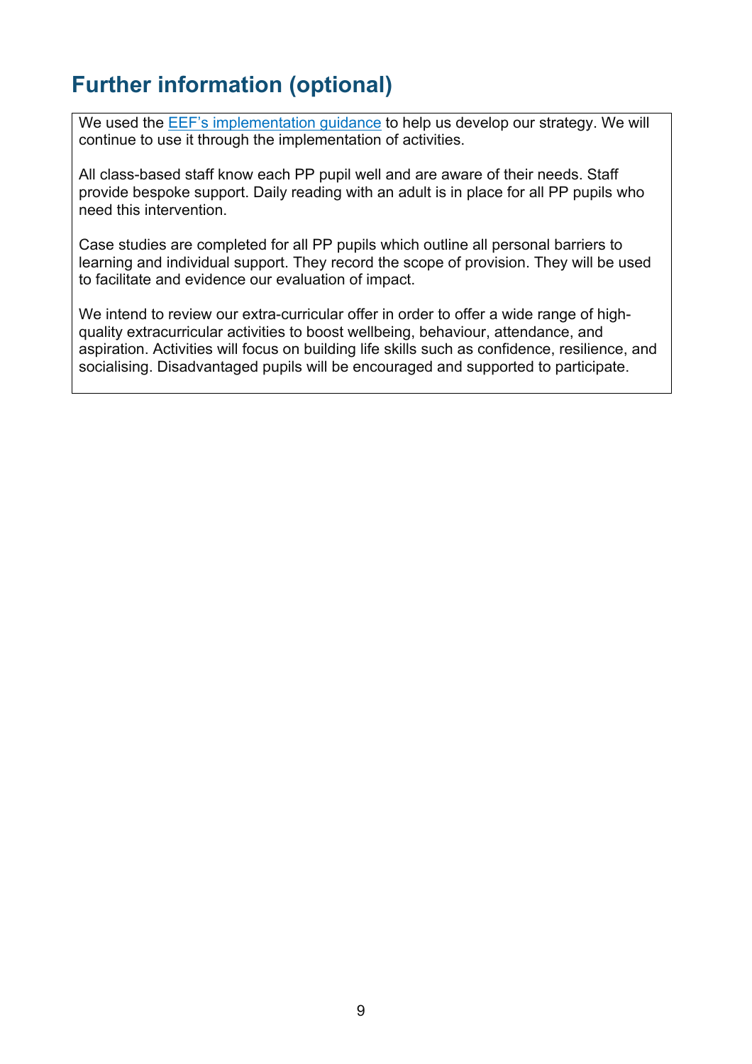## Further information (optional)

We used the [EEF's implementation guidance] to help us develop our strategy. We will continue to use it through the implementation of activities.

All class-based staff know each PP pupil well and are aware of their needs. Staff provide bespoke support. Daily reading with an adult is in place for all PP pupils who need this intervention.

Case studies are completed for all PP pupils which outline all personal barriers to learning and individual support. They record the scope of provision. They will be used to facilitate and evidence our evaluation of impact.

We intend to review our extra-curricular offer in order to offer a wide range of high-quality extracurricular activities to boost wellbeing, behaviour, attendance, and aspiration. Activities will focus on building life skills such as confidence, resilience, and socialising. Disadvantaged pupils will be encouraged and supported to participate.